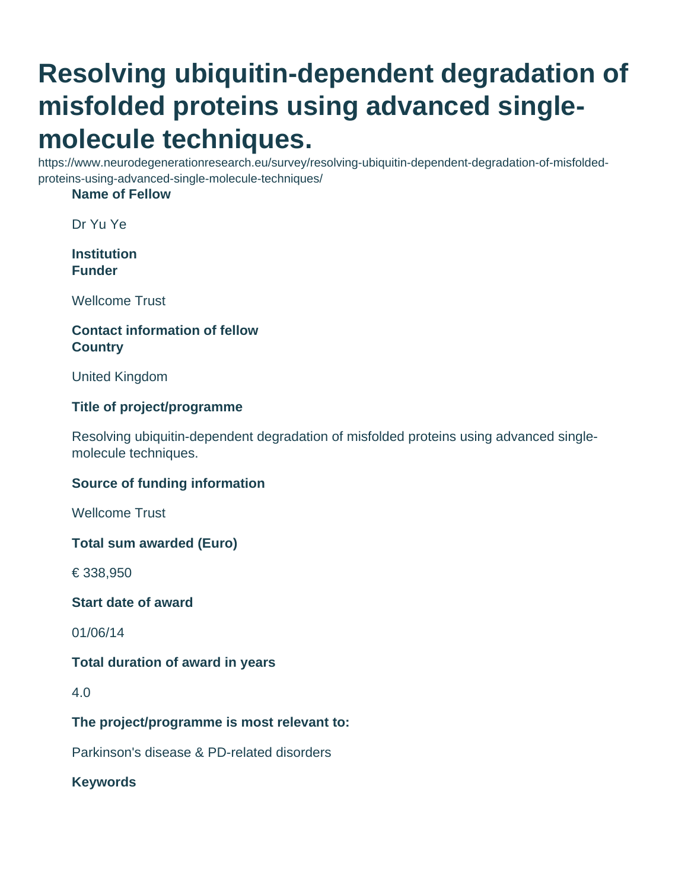# Resolving ubiquitin-dependent degradation of misfolded proteins using advanced single-molecule techniques.

https://www.neurodegenerationresearch.eu/survey/resolving-ubiquitin-dependent-degradation-of-misfolded-proteins-using-advanced-single-molecule-techniques/

**Name of Fellow**

Dr Yu Ye

**Institution**

**Funder**

Wellcome Trust

**Contact information of fellow**

**Country**

United Kingdom

**Title of project/programme**

Resolving ubiquitin-dependent degradation of misfolded proteins using advanced single-molecule techniques.

**Source of funding information**

Wellcome Trust

**Total sum awarded (Euro)**

€ 338,950

**Start date of award**

01/06/14

**Total duration of award in years**

4.0

**The project/programme is most relevant to:**

Parkinson's disease & PD-related disorders

**Keywords**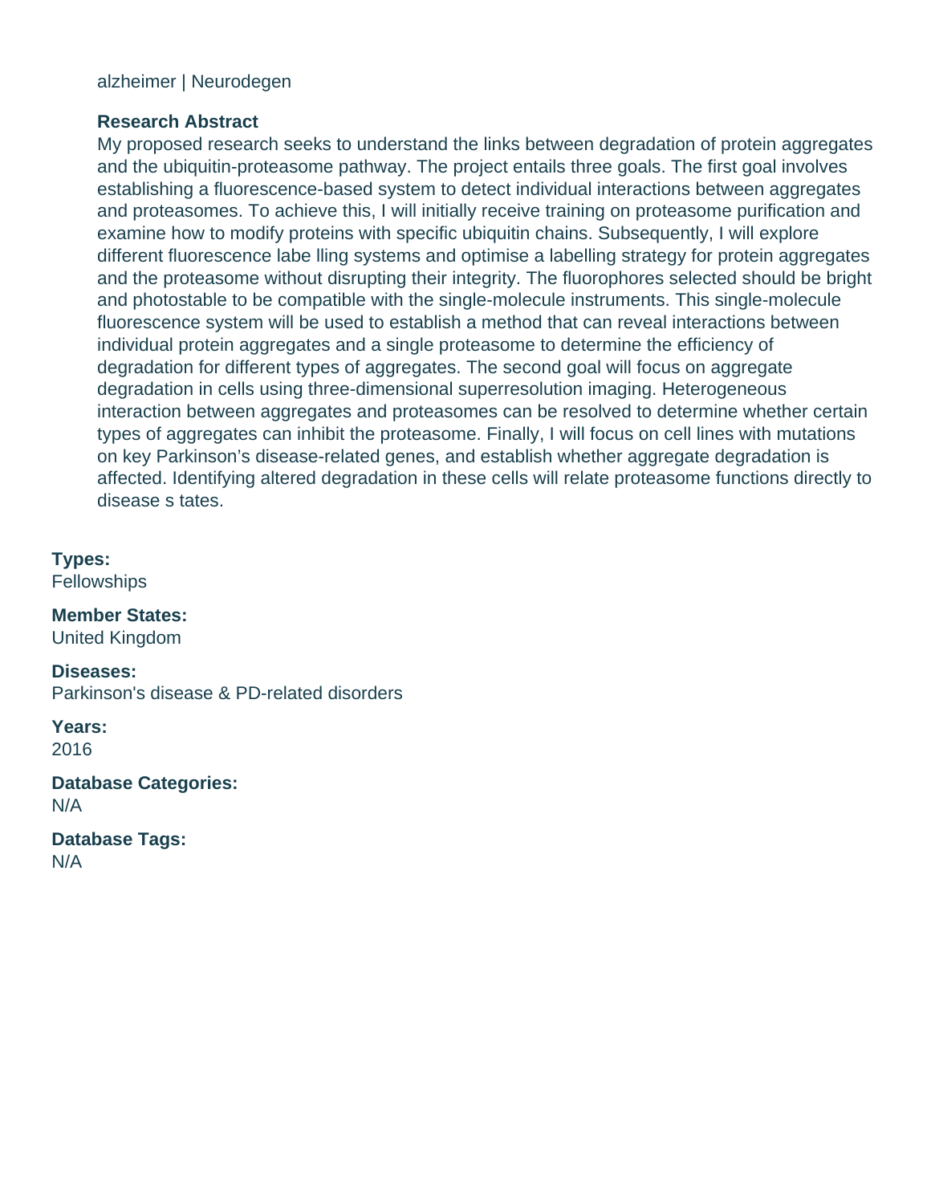alzheimer | Neurodegen

**Research Abstract**

My proposed research seeks to understand the links between degradation of protein aggregates and the ubiquitin-proteasome pathway. The project entails three goals. The first goal involves establishing a fluorescence-based system to detect individual interactions between aggregates and proteasomes. To achieve this, I will initially receive training on proteasome purification and examine how to modify proteins with specific ubiquitin chains. Subsequently, I will explore different fluorescence labe lling systems and optimise a labelling strategy for protein aggregates and the proteasome without disrupting their integrity. The fluorophores selected should be bright and photostable to be compatible with the single-molecule instruments. This single-molecule fluorescence system will be used to establish a method that can reveal interactions between individual protein aggregates and a single proteasome to determine the efficiency of degradation for different types of aggregates. The second goal will focus on aggregate degradation in cells using three-dimensional superresolution imaging. Heterogeneous interaction between aggregates and proteasomes can be resolved to determine whether certain types of aggregates can inhibit the proteasome. Finally, I will focus on cell lines with mutations on key Parkinson's disease-related genes, and establish whether aggregate degradation is affected. Identifying altered degradation in these cells will relate proteasome functions directly to disease s tates.

**Types:**
Fellowships

**Member States:**
United Kingdom

**Diseases:**
Parkinson's disease & PD-related disorders

**Years:**
2016

**Database Categories:**
N/A

**Database Tags:**
N/A